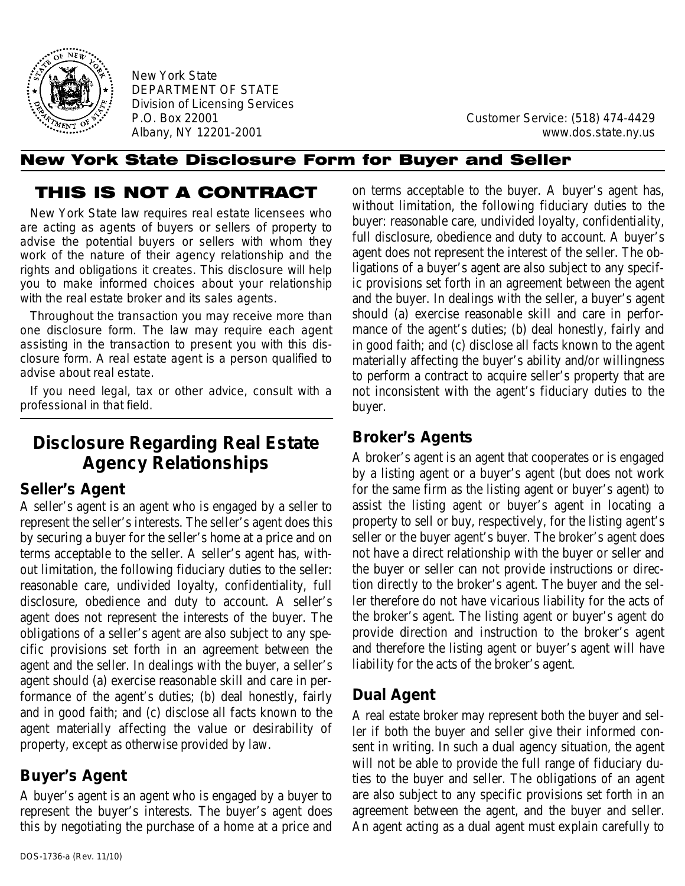New York State
DEPARTMENT OF STATE
Division of Licensing Services
P.O. Box 22001
Albany, NY 12201-2001

Customer Service: (518) 474-4429
www.dos.state.ny.us

# New York State Disclosure Form for Buyer and Seller

## THIS IS NOT A CONTRACT

*New York State law requires real estate licensees who are acting as agents of buyers or sellers of property to advise the potential buyers or sellers with whom they work of the nature of their agency relationship and the rights and obligations it creates. This disclosure will help you to make informed choices about your relationship with the real estate broker and its sales agents.*

*Throughout the transaction you may receive more than one disclosure form. The law may require each agent assisting in the transaction to present you with this disclosure form. A real estate agent is a person qualified to advise about real estate.*

*If you need legal, tax or other advice, consult with a professional in that field.*

## Disclosure Regarding Real Estate Agency Relationships

### Seller's Agent

A seller's agent is an agent who is engaged by a seller to represent the seller's interests. The seller's agent does this by securing a buyer for the seller's home at a price and on terms acceptable to the seller. A seller's agent has, without limitation, the following fiduciary duties to the seller: reasonable care, undivided loyalty, confidentiality, full disclosure, obedience and duty to account. A seller's agent does not represent the interests of the buyer. The obligations of a seller's agent are also subject to any specific provisions set forth in an agreement between the agent and the seller. In dealings with the buyer, a seller's agent should (a) exercise reasonable skill and care in performance of the agent's duties; (b) deal honestly, fairly and in good faith; and (c) disclose all facts known to the agent materially affecting the value or desirability of property, except as otherwise provided by law.

### Buyer's Agent

A buyer's agent is an agent who is engaged by a buyer to represent the buyer's interests. The buyer's agent does this by negotiating the purchase of a home at a price and on terms acceptable to the buyer. A buyer's agent has, without limitation, the following fiduciary duties to the buyer: reasonable care, undivided loyalty, confidentiality, full disclosure, obedience and duty to account. A buyer's agent does not represent the interest of the seller. The obligations of a buyer's agent are also subject to any specific provisions set forth in an agreement between the agent and the buyer. In dealings with the seller, a buyer's agent should (a) exercise reasonable skill and care in performance of the agent's duties; (b) deal honestly, fairly and in good faith; and (c) disclose all facts known to the agent materially affecting the buyer's ability and/or willingness to perform a contract to acquire seller's property that are not inconsistent with the agent's fiduciary duties to the buyer.

### Broker's Agents

A broker's agent is an agent that cooperates or is engaged by a listing agent or a buyer's agent (but does not work for the same firm as the listing agent or buyer's agent) to assist the listing agent or buyer's agent in locating a property to sell or buy, respectively, for the listing agent's seller or the buyer agent's buyer. The broker's agent does not have a direct relationship with the buyer or seller and the buyer or seller can not provide instructions or direction directly to the broker's agent. The buyer and the seller therefore do not have vicarious liability for the acts of the broker's agent. The listing agent or buyer's agent do provide direction and instruction to the broker's agent and therefore the listing agent or buyer's agent will have liability for the acts of the broker's agent.

### Dual Agent

A real estate broker may represent both the buyer and seller if both the buyer and seller give their informed consent in writing. In such a dual agency situation, the agent will not be able to provide the full range of fiduciary duties to the buyer and seller. The obligations of an agent are also subject to any specific provisions set forth in an agreement between the agent, and the buyer and seller. An agent acting as a dual agent must explain carefully to

DOS-1736-a (Rev. 11/10)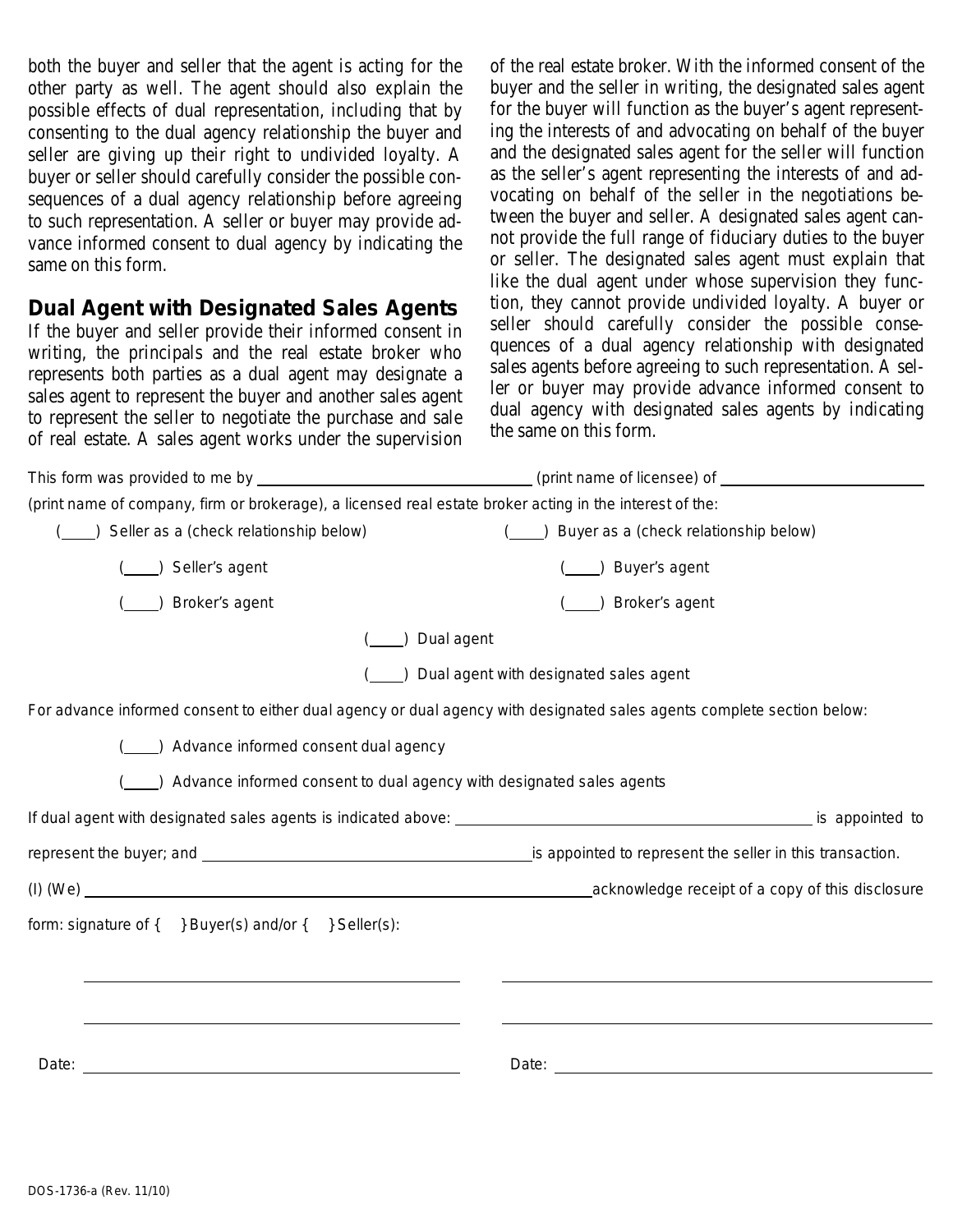both the buyer and seller that the agent is acting for the other party as well. The agent should also explain the possible effects of dual representation, including that by consenting to the dual agency relationship the buyer and seller are giving up their right to undivided loyalty. A buyer or seller should carefully consider the possible consequences of a dual agency relationship before agreeing to such representation. A seller or buyer may provide advance informed consent to dual agency by indicating the same on this form.

## Dual Agent with Designated Sales Agents

If the buyer and seller provide their informed consent in writing, the principals and the real estate broker who represents both parties as a dual agent may designate a sales agent to represent the buyer and another sales agent to represent the seller to negotiate the purchase and sale of real estate. A sales agent works under the supervision of the real estate broker. With the informed consent of the buyer and the seller in writing, the designated sales agent for the buyer will function as the buyer's agent representing the interests of and advocating on behalf of the buyer and the designated sales agent for the seller will function as the seller's agent representing the interests of and advocating on behalf of the seller in the negotiations between the buyer and seller. A designated sales agent cannot provide the full range of fiduciary duties to the buyer or seller. The designated sales agent must explain that like the dual agent under whose supervision they function, they cannot provide undivided loyalty. A buyer or seller should carefully consider the possible consequences of a dual agency relationship with designated sales agents before agreeing to such representation. A seller or buyer may provide advance informed consent to dual agency with designated sales agents by indicating the same on this form.

This form was provided to me by ______________________ (print name of licensee) of ______________________ (print name of company, firm or brokerage), a licensed real estate broker acting in the interest of the:

(____) Seller as a (check relationship below)

- (____) Seller's agent
- (____) Broker's agent

(____) Buyer as a (check relationship below)

- (____) Buyer's agent
- (____) Broker's agent

(____) Dual agent

(____) Dual agent with designated sales agent

For advance informed consent to either dual agency or dual agency with designated sales agents complete section below:

- (____) Advance informed consent dual agency
- (____) Advance informed consent to dual agency with designated sales agents

If dual agent with designated sales agents is indicated above: ______________________ is appointed to represent the buyer; and ______________________ is appointed to represent the seller in this transaction.

(I) (We) ______________________ acknowledge receipt of a copy of this disclosure form: signature of { } Buyer(s) and/or { } Seller(s):

______________________ ______________________

______________________ ______________________

Date: ______________________ Date: ______________________

DOS-1736-a (Rev. 11/10)